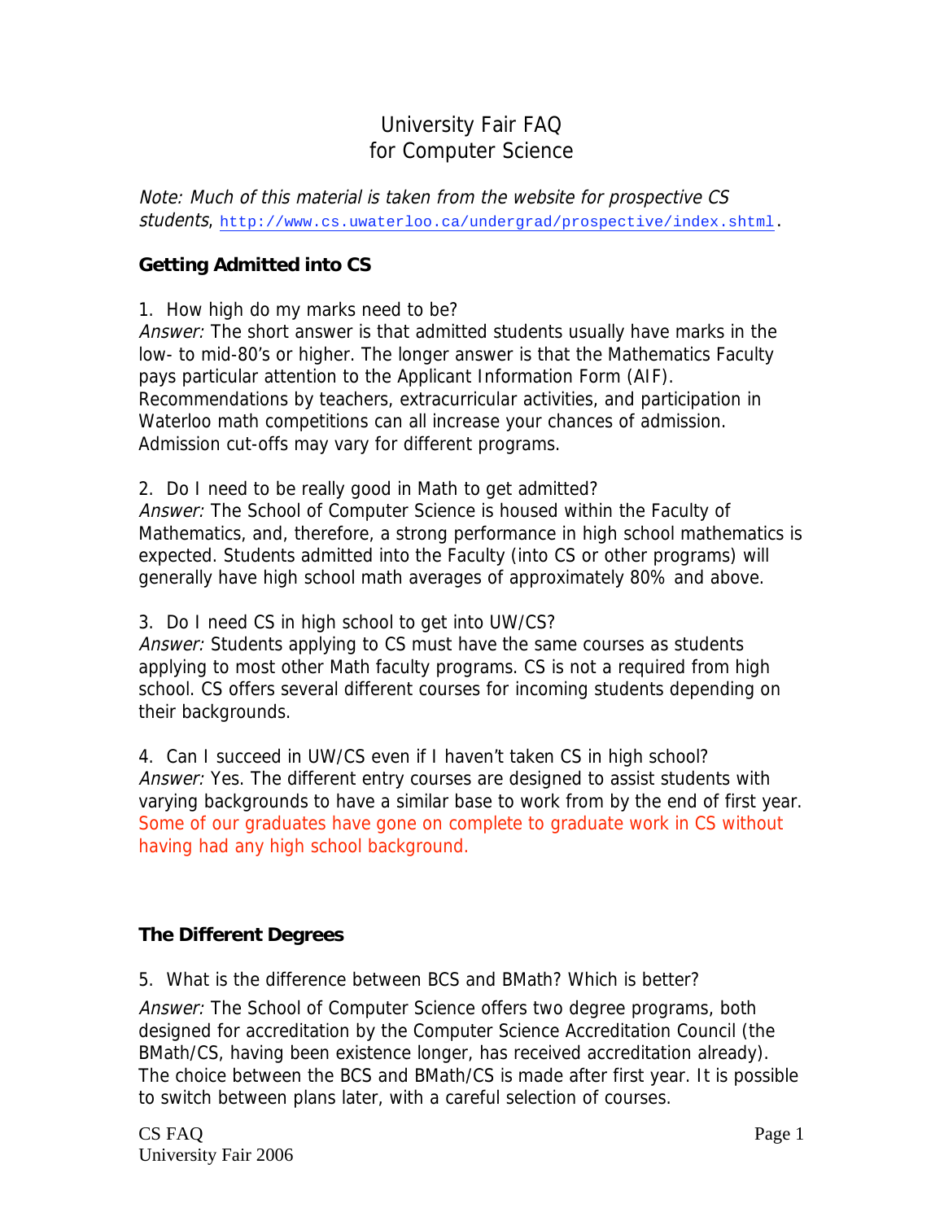# University Fair FAQ
# for Computer Science

*Note: Much of this material is taken from the website for prospective CS students*, http://www.cs.uwaterloo.ca/undergrad/prospective/index.shtml.

### Getting Admitted into CS

1. How high do my marks need to be?

*Answer:* The short answer is that admitted students usually have marks in the low- to mid-80's or higher. The longer answer is that the Mathematics Faculty pays particular attention to the Applicant Information Form (AIF). Recommendations by teachers, extracurricular activities, and participation in Waterloo math competitions can all increase your chances of admission. Admission cut-offs may vary for different programs.

2. Do I need to be really good in Math to get admitted?

*Answer:* The School of Computer Science is housed within the Faculty of Mathematics, and, therefore, a strong performance in high school mathematics is expected. Students admitted into the Faculty (into CS or other programs) will generally have high school math averages of approximately 80% and above.

3. Do I need CS in high school to get into UW/CS?

*Answer:* Students applying to CS must have the same courses as students applying to most other Math faculty programs. CS is not a required from high school. CS offers several different courses for incoming students depending on their backgrounds.

4. Can I succeed in UW/CS even if I haven't taken CS in high school?

*Answer:* Yes. The different entry courses are designed to assist students with varying backgrounds to have a similar base to work from by the end of first year. Some of our graduates have gone on complete to graduate work in CS without having had any high school background.

### The Different Degrees

5. What is the difference between BCS and BMath? Which is better?

*Answer:* The School of Computer Science offers two degree programs, both designed for accreditation by the Computer Science Accreditation Council (the BMath/CS, having been existence longer, has received accreditation already). The choice between the BCS and BMath/CS is made after first year. It is possible to switch between plans later, with a careful selection of courses.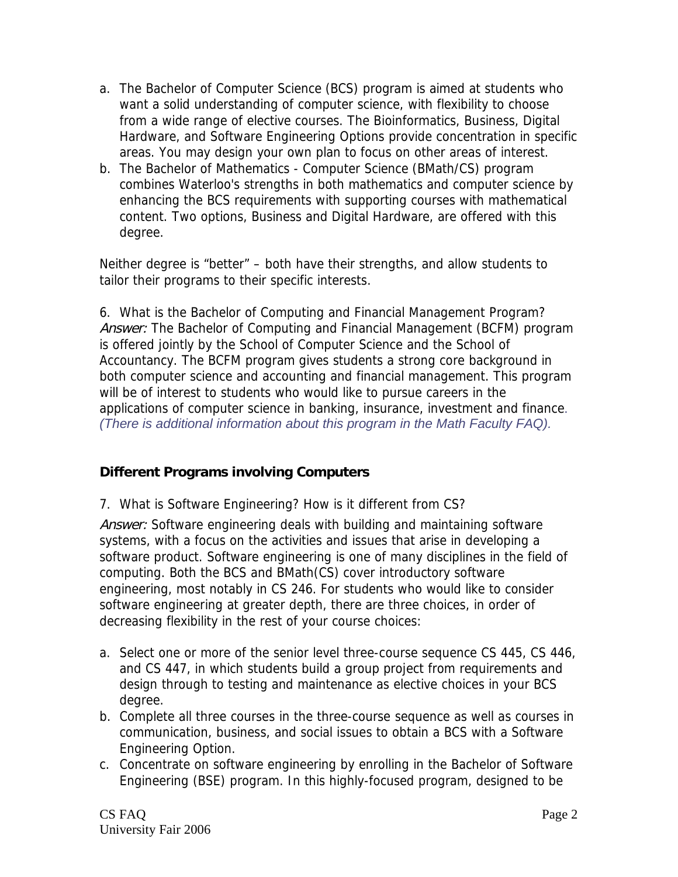a. The Bachelor of Computer Science (BCS) program is aimed at students who want a solid understanding of computer science, with flexibility to choose from a wide range of elective courses. The Bioinformatics, Business, Digital Hardware, and Software Engineering Options provide concentration in specific areas. You may design your own plan to focus on other areas of interest.
b. The Bachelor of Mathematics - Computer Science (BMath/CS) program combines Waterloo's strengths in both mathematics and computer science by enhancing the BCS requirements with supporting courses with mathematical content. Two options, Business and Digital Hardware, are offered with this degree.

Neither degree is "better" – both have their strengths, and allow students to tailor their programs to their specific interests.

6. What is the Bachelor of Computing and Financial Management Program?
*Answer:* The Bachelor of Computing and Financial Management (BCFM) program is offered jointly by the School of Computer Science and the School of Accountancy. The BCFM program gives students a strong core background in both computer science and accounting and financial management. This program will be of interest to students who would like to pursue careers in the applications of computer science in banking, insurance, investment and finance. *(There is additional information about this program in the Math Faculty FAQ).*

## Different Programs involving Computers

7. What is Software Engineering? How is it different from CS?

*Answer:* Software engineering deals with building and maintaining software systems, with a focus on the activities and issues that arise in developing a software product. Software engineering is one of many disciplines in the field of computing. Both the BCS and BMath(CS) cover introductory software engineering, most notably in CS 246. For students who would like to consider software engineering at greater depth, there are three choices, in order of decreasing flexibility in the rest of your course choices:

a. Select one or more of the senior level three-course sequence CS 445, CS 446, and CS 447, in which students build a group project from requirements and design through to testing and maintenance as elective choices in your BCS degree.
b. Complete all three courses in the three-course sequence as well as courses in communication, business, and social issues to obtain a BCS with a Software Engineering Option.
c. Concentrate on software engineering by enrolling in the Bachelor of Software Engineering (BSE) program. In this highly-focused program, designed to be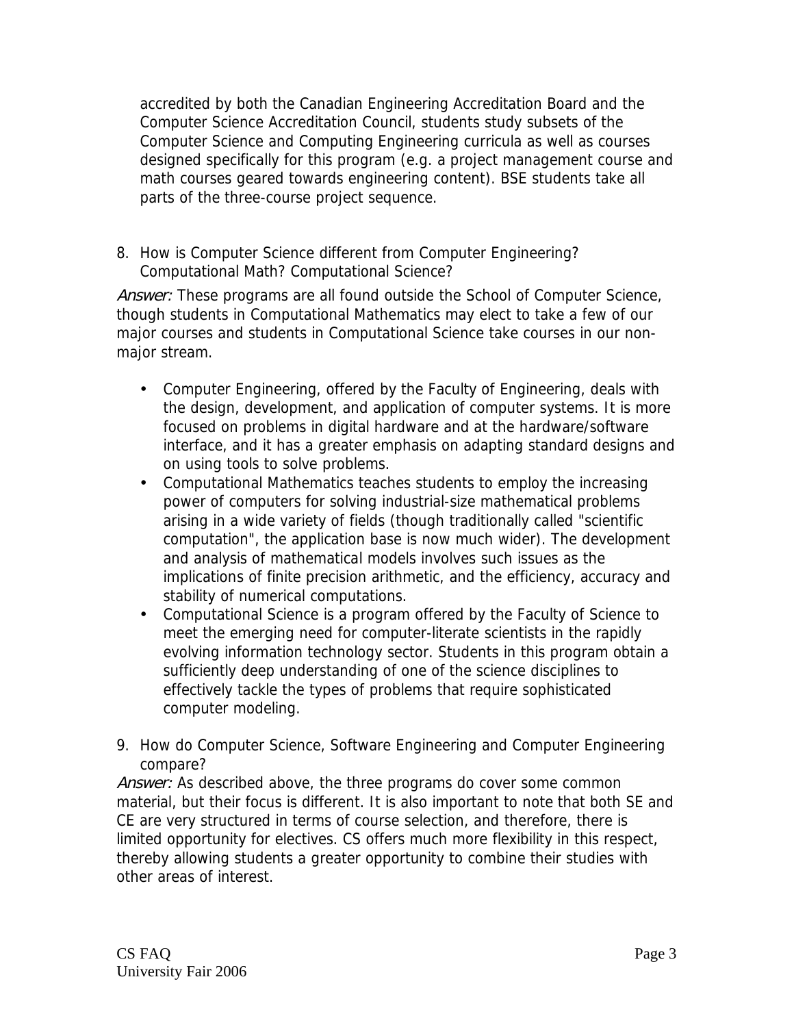accredited by both the Canadian Engineering Accreditation Board and the Computer Science Accreditation Council, students study subsets of the Computer Science and Computing Engineering curricula as well as courses designed specifically for this program (e.g. a project management course and math courses geared towards engineering content). BSE students take all parts of the three-course project sequence.

8. How is Computer Science different from Computer Engineering? Computational Math? Computational Science?

*Answer:* These programs are all found outside the School of Computer Science, though students in Computational Mathematics may elect to take a few of our major courses and students in Computational Science take courses in our non-major stream.

- Computer Engineering, offered by the Faculty of Engineering, deals with the design, development, and application of computer systems. It is more focused on problems in digital hardware and at the hardware/software interface, and it has a greater emphasis on adapting standard designs and on using tools to solve problems.
- Computational Mathematics teaches students to employ the increasing power of computers for solving industrial-size mathematical problems arising in a wide variety of fields (though traditionally called "scientific computation", the application base is now much wider). The development and analysis of mathematical models involves such issues as the implications of finite precision arithmetic, and the efficiency, accuracy and stability of numerical computations.
- Computational Science is a program offered by the Faculty of Science to meet the emerging need for computer-literate scientists in the rapidly evolving information technology sector. Students in this program obtain a sufficiently deep understanding of one of the science disciplines to effectively tackle the types of problems that require sophisticated computer modeling.

9. How do Computer Science, Software Engineering and Computer Engineering compare?

*Answer:* As described above, the three programs do cover some common material, but their focus is different. It is also important to note that both SE and CE are very structured in terms of course selection, and therefore, there is limited opportunity for electives. CS offers much more flexibility in this respect, thereby allowing students a greater opportunity to combine their studies with other areas of interest.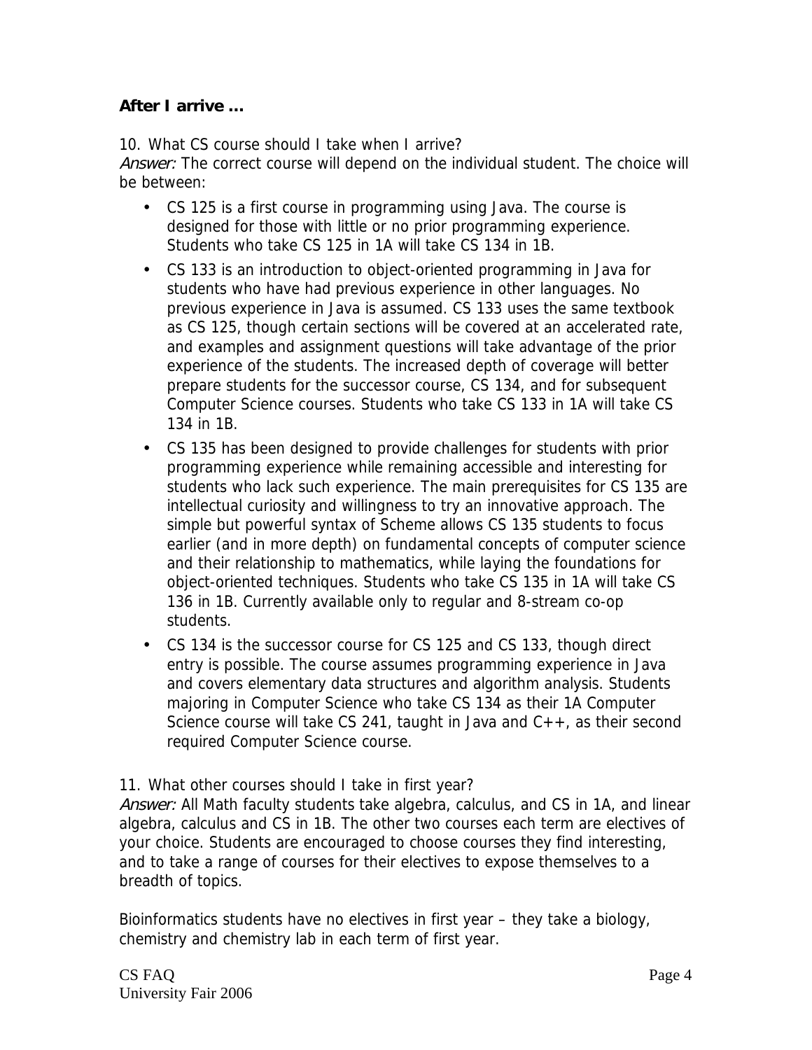**After I arrive …**

10. What CS course should I take when I arrive?

*Answer:* The correct course will depend on the individual student. The choice will be between:

- CS 125 is a first course in programming using Java. The course is designed for those with little or no prior programming experience. Students who take CS 125 in 1A will take CS 134 in 1B.
- CS 133 is an introduction to object-oriented programming in Java for students who have had previous experience in other languages. No previous experience in Java is assumed. CS 133 uses the same textbook as CS 125, though certain sections will be covered at an accelerated rate, and examples and assignment questions will take advantage of the prior experience of the students. The increased depth of coverage will better prepare students for the successor course, CS 134, and for subsequent Computer Science courses. Students who take CS 133 in 1A will take CS 134 in 1B.
- CS 135 has been designed to provide challenges for students with prior programming experience while remaining accessible and interesting for students who lack such experience. The main prerequisites for CS 135 are intellectual curiosity and willingness to try an innovative approach. The simple but powerful syntax of Scheme allows CS 135 students to focus earlier (and in more depth) on fundamental concepts of computer science and their relationship to mathematics, while laying the foundations for object-oriented techniques. Students who take CS 135 in 1A will take CS 136 in 1B. Currently available only to regular and 8-stream co-op students.
- CS 134 is the successor course for CS 125 and CS 133, though direct entry is possible. The course assumes programming experience in Java and covers elementary data structures and algorithm analysis. Students majoring in Computer Science who take CS 134 as their 1A Computer Science course will take CS 241, taught in Java and C++, as their second required Computer Science course.

11. What other courses should I take in first year?

*Answer:* All Math faculty students take algebra, calculus, and CS in 1A, and linear algebra, calculus and CS in 1B. The other two courses each term are electives of your choice. Students are encouraged to choose courses they find interesting, and to take a range of courses for their electives to expose themselves to a breadth of topics.

Bioinformatics students have no electives in first year – they take a biology, chemistry and chemistry lab in each term of first year.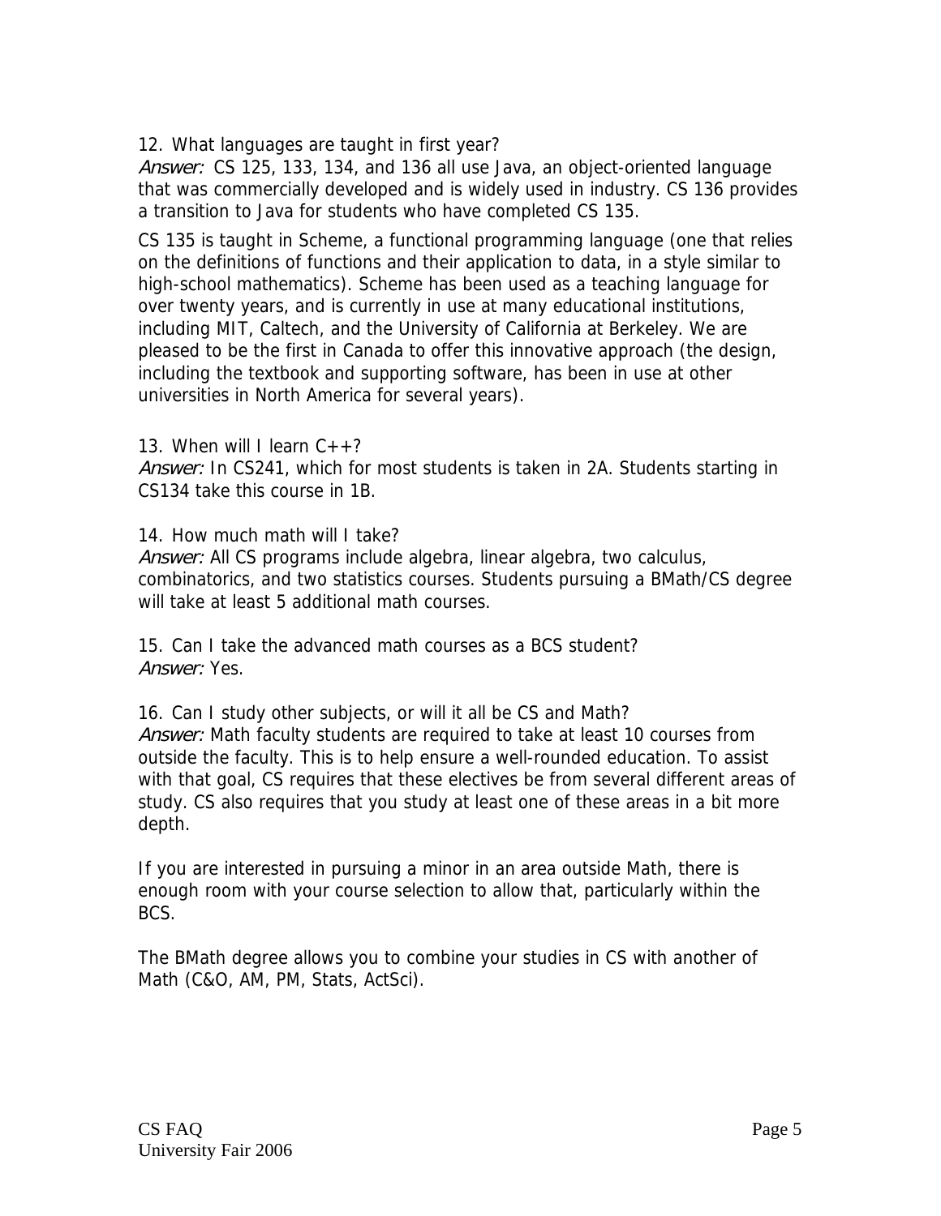12. What languages are taught in first year?

*Answer:* CS 125, 133, 134, and 136 all use Java, an object-oriented language that was commercially developed and is widely used in industry. CS 136 provides a transition to Java for students who have completed CS 135.

CS 135 is taught in Scheme, a functional programming language (one that relies on the definitions of functions and their application to data, in a style similar to high-school mathematics). Scheme has been used as a teaching language for over twenty years, and is currently in use at many educational institutions, including MIT, Caltech, and the University of California at Berkeley. We are pleased to be the first in Canada to offer this innovative approach (the design, including the textbook and supporting software, has been in use at other universities in North America for several years).

13. When will I learn C++?

*Answer:* In CS241, which for most students is taken in 2A. Students starting in CS134 take this course in 1B.

14. How much math will I take?

*Answer:* All CS programs include algebra, linear algebra, two calculus, combinatorics, and two statistics courses. Students pursuing a BMath/CS degree will take at least 5 additional math courses.

15. Can I take the advanced math courses as a BCS student?

*Answer:* Yes.

16. Can I study other subjects, or will it all be CS and Math?

*Answer:* Math faculty students are required to take at least 10 courses from outside the faculty. This is to help ensure a well-rounded education. To assist with that goal, CS requires that these electives be from several different areas of study. CS also requires that you study at least one of these areas in a bit more depth.

If you are interested in pursuing a minor in an area outside Math, there is enough room with your course selection to allow that, particularly within the BCS.

The BMath degree allows you to combine your studies in CS with another of Math (C&O, AM, PM, Stats, ActSci).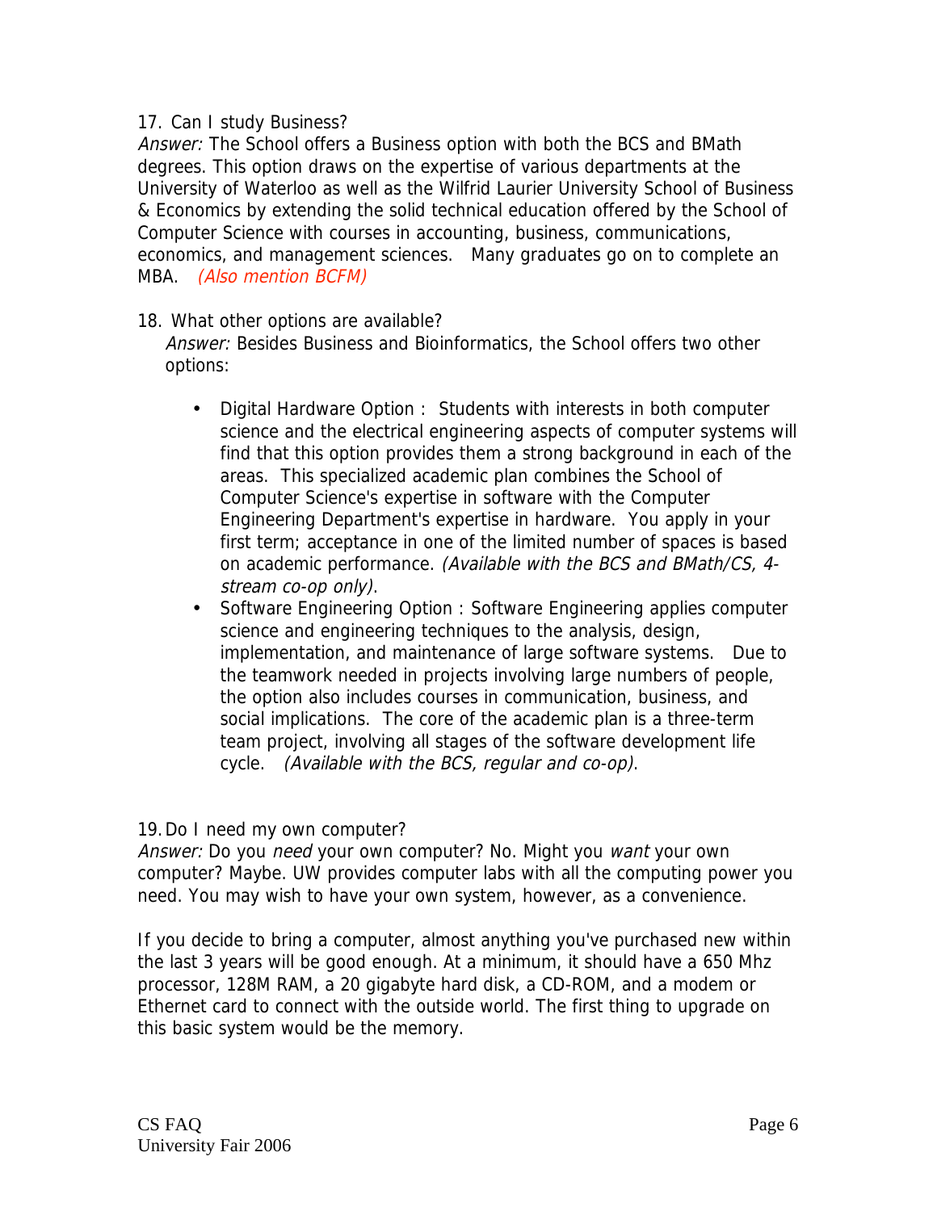17. Can I study Business?

*Answer:* The School offers a Business option with both the BCS and BMath degrees. This option draws on the expertise of various departments at the University of Waterloo as well as the Wilfrid Laurier University School of Business & Economics by extending the solid technical education offered by the School of Computer Science with courses in accounting, business, communications, economics, and management sciences. Many graduates go on to complete an MBA. *(Also mention BCFM)*

18. What other options are available?

*Answer:* Besides Business and Bioinformatics, the School offers two other options:

- Digital Hardware Option : Students with interests in both computer science and the electrical engineering aspects of computer systems will find that this option provides them a strong background in each of the areas. This specialized academic plan combines the School of Computer Science's expertise in software with the Computer Engineering Department's expertise in hardware. You apply in your first term; acceptance in one of the limited number of spaces is based on academic performance. *(Available with the BCS and BMath/CS, 4-stream co-op only)*.
- Software Engineering Option : Software Engineering applies computer science and engineering techniques to the analysis, design, implementation, and maintenance of large software systems. Due to the teamwork needed in projects involving large numbers of people, the option also includes courses in communication, business, and social implications. The core of the academic plan is a three-term team project, involving all stages of the software development life cycle. *(Available with the BCS, regular and co-op)*.

19. Do I need my own computer?

*Answer:* Do you *need* your own computer? No. Might you *want* your own computer? Maybe. UW provides computer labs with all the computing power you need. You may wish to have your own system, however, as a convenience.

If you decide to bring a computer, almost anything you've purchased new within the last 3 years will be good enough. At a minimum, it should have a 650 Mhz processor, 128M RAM, a 20 gigabyte hard disk, a CD-ROM, and a modem or Ethernet card to connect with the outside world. The first thing to upgrade on this basic system would be the memory.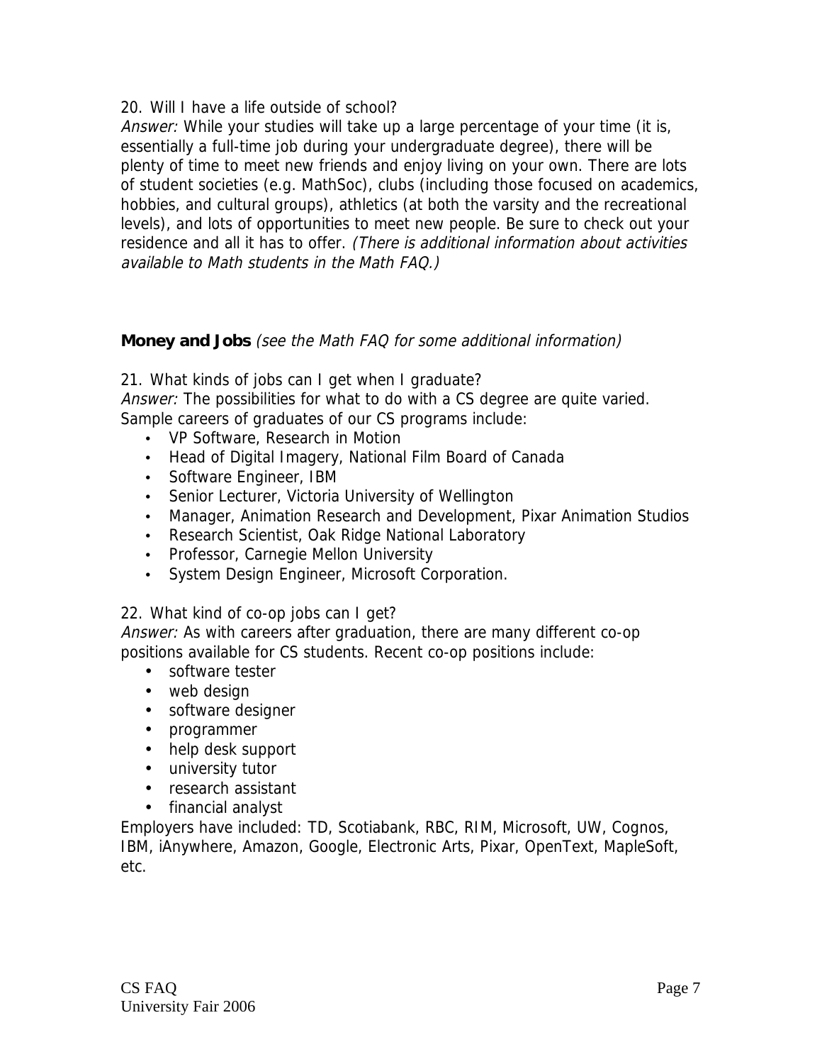20. Will I have a life outside of school?

*Answer:* While your studies will take up a large percentage of your time (it is, essentially a full-time job during your undergraduate degree), there will be plenty of time to meet new friends and enjoy living on your own. There are lots of student societies (e.g. MathSoc), clubs (including those focused on academics, hobbies, and cultural groups), athletics (at both the varsity and the recreational levels), and lots of opportunities to meet new people. Be sure to check out your residence and all it has to offer. *(There is additional information about activities available to Math students in the Math FAQ.)*

## Money and Jobs *(see the Math FAQ for some additional information)*

21. What kinds of jobs can I get when I graduate?

*Answer:* The possibilities for what to do with a CS degree are quite varied. Sample careers of graduates of our CS programs include:

- VP Software, Research in Motion
- Head of Digital Imagery, National Film Board of Canada
- Software Engineer, IBM
- Senior Lecturer, Victoria University of Wellington
- Manager, Animation Research and Development, Pixar Animation Studios
- Research Scientist, Oak Ridge National Laboratory
- Professor, Carnegie Mellon University
- System Design Engineer, Microsoft Corporation.

22. What kind of co-op jobs can I get?

*Answer:* As with careers after graduation, there are many different co-op positions available for CS students. Recent co-op positions include:

- software tester
- web design
- software designer
- programmer
- help desk support
- university tutor
- research assistant
- financial analyst

Employers have included: TD, Scotiabank, RBC, RIM, Microsoft, UW, Cognos, IBM, iAnywhere, Amazon, Google, Electronic Arts, Pixar, OpenText, MapleSoft, etc.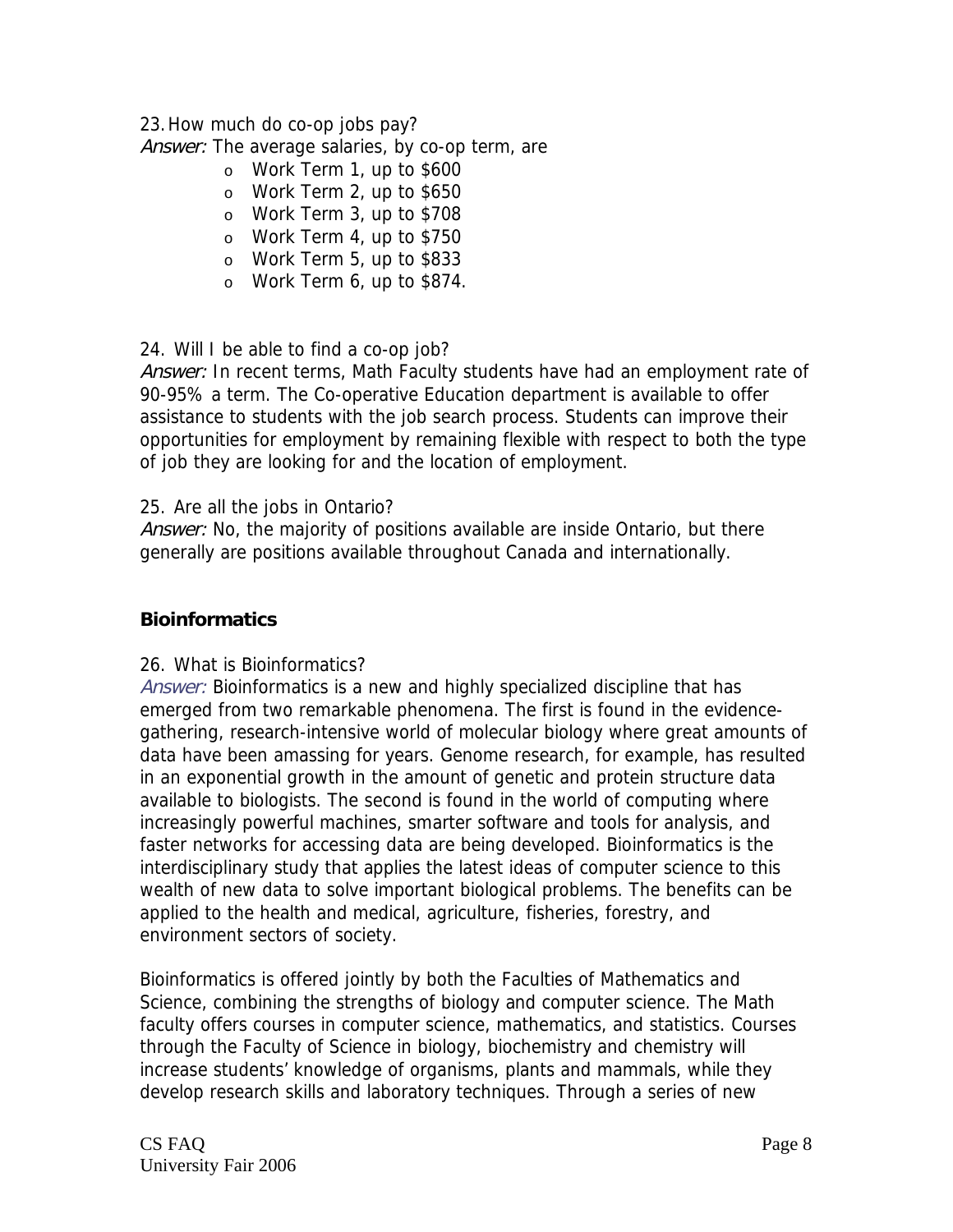23. How much do co-op jobs pay?

*Answer:* The average salaries, by co-op term, are

- Work Term 1, up to $600
- Work Term 2, up to $650
- Work Term 3, up to $708
- Work Term 4, up to $750
- Work Term 5, up to $833
- Work Term 6, up to $874.

24. Will I be able to find a co-op job?

*Answer:* In recent terms, Math Faculty students have had an employment rate of 90-95% a term. The Co-operative Education department is available to offer assistance to students with the job search process. Students can improve their opportunities for employment by remaining flexible with respect to both the type of job they are looking for and the location of employment.

25. Are all the jobs in Ontario?

*Answer:* No, the majority of positions available are inside Ontario, but there generally are positions available throughout Canada and internationally.

## Bioinformatics

26. What is Bioinformatics?

*Answer:* Bioinformatics is a new and highly specialized discipline that has emerged from two remarkable phenomena. The first is found in the evidence-gathering, research-intensive world of molecular biology where great amounts of data have been amassing for years. Genome research, for example, has resulted in an exponential growth in the amount of genetic and protein structure data available to biologists. The second is found in the world of computing where increasingly powerful machines, smarter software and tools for analysis, and faster networks for accessing data are being developed. Bioinformatics is the interdisciplinary study that applies the latest ideas of computer science to this wealth of new data to solve important biological problems. The benefits can be applied to the health and medical, agriculture, fisheries, forestry, and environment sectors of society.

Bioinformatics is offered jointly by both the Faculties of Mathematics and Science, combining the strengths of biology and computer science. The Math faculty offers courses in computer science, mathematics, and statistics. Courses through the Faculty of Science in biology, biochemistry and chemistry will increase students' knowledge of organisms, plants and mammals, while they develop research skills and laboratory techniques. Through a series of new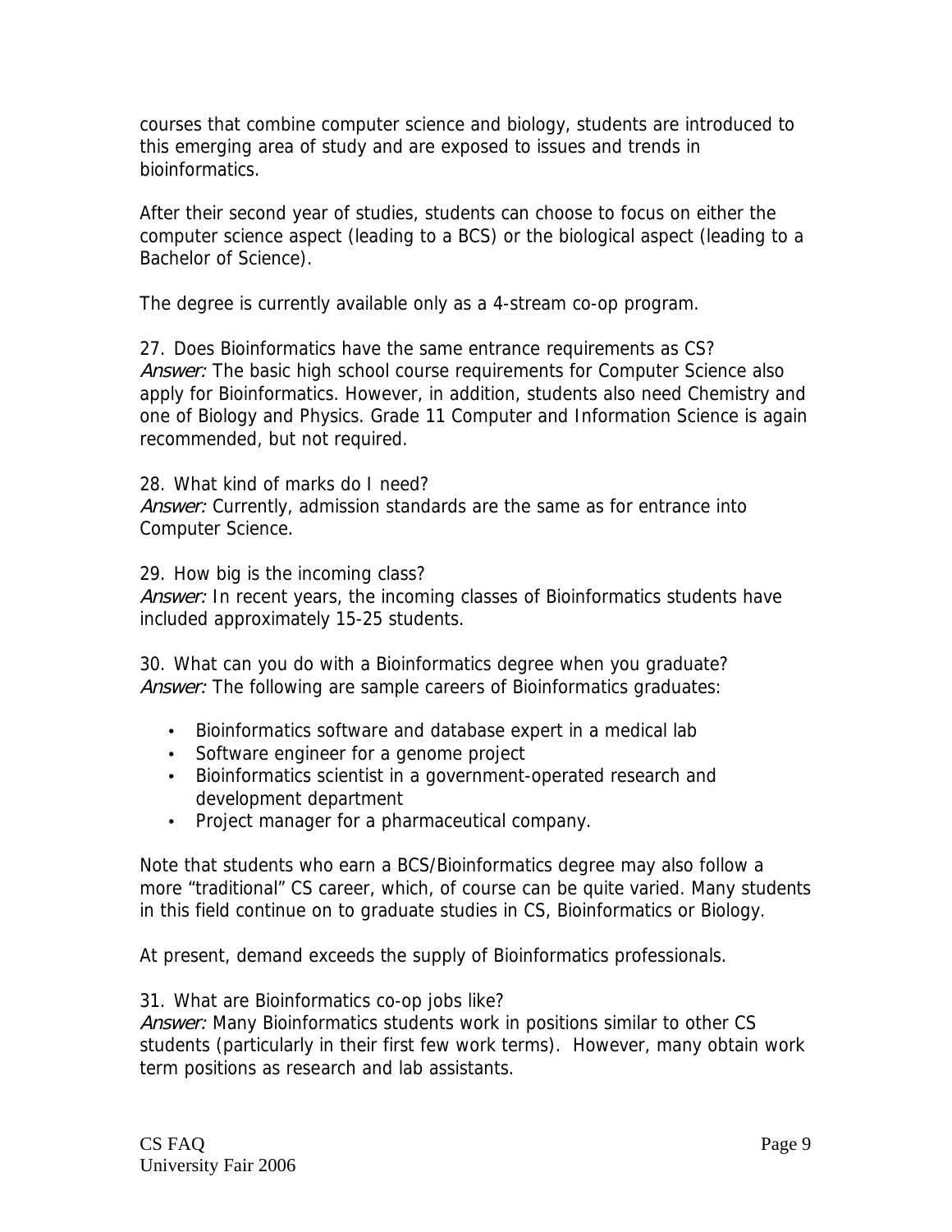courses that combine computer science and biology, students are introduced to this emerging area of study and are exposed to issues and trends in bioinformatics.

After their second year of studies, students can choose to focus on either the computer science aspect (leading to a BCS) or the biological aspect (leading to a Bachelor of Science).

The degree is currently available only as a 4-stream co-op program.

27. Does Bioinformatics have the same entrance requirements as CS?
*Answer:* The basic high school course requirements for Computer Science also apply for Bioinformatics. However, in addition, students also need Chemistry and one of Biology and Physics. Grade 11 Computer and Information Science is again recommended, but not required.

28. What kind of marks do I need?
*Answer:* Currently, admission standards are the same as for entrance into Computer Science.

29. How big is the incoming class?
*Answer:* In recent years, the incoming classes of Bioinformatics students have included approximately 15-25 students.

30. What can you do with a Bioinformatics degree when you graduate?
*Answer:* The following are sample careers of Bioinformatics graduates:

- Bioinformatics software and database expert in a medical lab
- Software engineer for a genome project
- Bioinformatics scientist in a government-operated research and development department
- Project manager for a pharmaceutical company.

Note that students who earn a BCS/Bioinformatics degree may also follow a more "traditional" CS career, which, of course can be quite varied. Many students in this field continue on to graduate studies in CS, Bioinformatics or Biology.

At present, demand exceeds the supply of Bioinformatics professionals.

31. What are Bioinformatics co-op jobs like?
*Answer:* Many Bioinformatics students work in positions similar to other CS students (particularly in their first few work terms). However, many obtain work term positions as research and lab assistants.